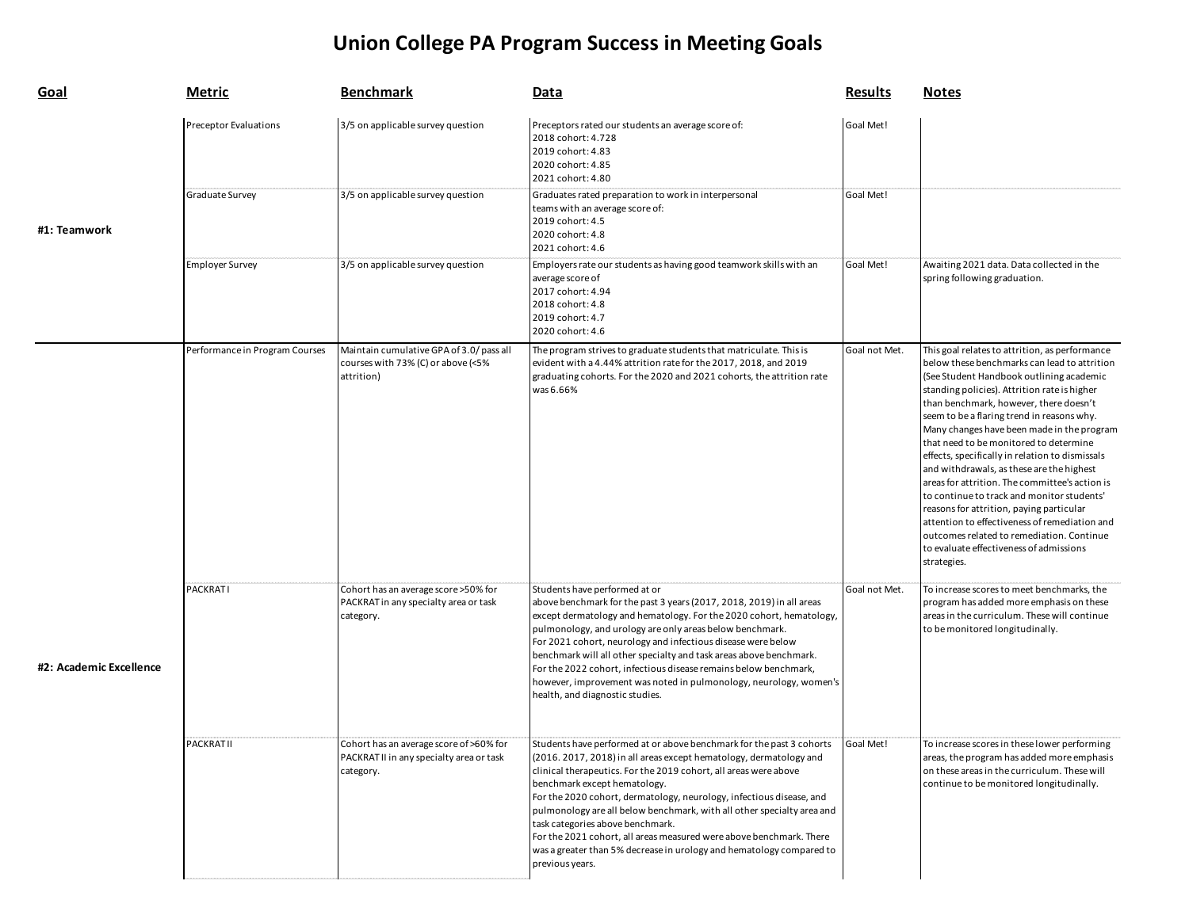# Union College PA Program Success in Meeting Goals

| Goal | Metric | Benchmark | Data | Results | Notes |
|---|---|---|---|---|---|
| #1: Teamwork | Preceptor Evaluations | 3/5 on applicable survey question | Preceptors rated our students an average score of:<br>2018 cohort: 4.728<br>2019 cohort: 4.83<br>2020 cohort: 4.85<br>2021 cohort: 4.80 | Goal Met! | |
| | Graduate Survey | 3/5 on applicable survey question | Graduates rated preparation to work in interpersonal teams with an average score of:<br>2019 cohort: 4.5<br>2020 cohort: 4.8<br>2021 cohort: 4.6 | Goal Met! | |
| | Employer Survey | 3/5 on applicable survey question | Employers rate our students as having good teamwork skills with an average score of<br>2017 cohort: 4.94<br>2018 cohort: 4.8<br>2019 cohort: 4.7<br>2020 cohort: 4.6 | Goal Met! | Awaiting 2021 data. Data collected in the spring following graduation. |
| #2: Academic Excellence | Performance in Program Courses | Maintain cumulative GPA of 3.0/ pass all courses with 73% (C) or above (<5% attrition) | The program strives to graduate students that matriculate. This is evident with a 4.44% attrition rate for the 2017, 2018, and 2019 graduating cohorts. For the 2020 and 2021 cohorts, the attrition rate was 6.66% | Goal not Met. | This goal relates to attrition, as performance below these benchmarks can lead to attrition (See Student Handbook outlining academic standing policies). Attrition rate is higher than benchmark, however, there doesn't seem to be a flaring trend in reasons why. Many changes have been made in the program that need to be monitored to determine effects, specifically in relation to dismissals and withdrawals, as these are the highest areas for attrition. The committee's action is to continue to track and monitor students' reasons for attrition, paying particular attention to effectiveness of remediation and outcomes related to remediation. Continue to evaluate effectiveness of admissions strategies. |
| | PACKRAT I | Cohort has an average score >50% for PACKRAT in any specialty area or task category. | Students have performed at or above benchmark for the past 3 years (2017, 2018, 2019) in all areas except dermatology and hematology. For the 2020 cohort, hematology, pulmonology, and urology are only areas below benchmark.<br>For 2021 cohort, neurology and infectious disease were below benchmark will all other specialty and task areas above benchmark.<br>For the 2022 cohort, infectious disease remains below benchmark, however, improvement was noted in pulmonology, neurology, women's health, and diagnostic studies. | Goal not Met. | To increase scores to meet benchmarks, the program has added more emphasis on these areas in the curriculum. These will continue to be monitored longitudinally. |
| | PACKRAT II | Cohort has an average score of >60% for PACKRAT II in any specialty area or task category. | Students have performed at or above benchmark for the past 3 cohorts (2016. 2017, 2018) in all areas except hematology, dermatology and clinical therapeutics. For the 2019 cohort, all areas were above benchmark except hematology.<br>For the 2020 cohort, dermatology, neurology, infectious disease, and pulmonology are all below benchmark, with all other specialty area and task categories above benchmark.<br>For the 2021 cohort, all areas measured were above benchmark. There was a greater than 5% decrease in urology and hematology compared to previous years. | Goal Met! | To increase scores in these lower performing areas, the program has added more emphasis on these areas in the curriculum. These will continue to be monitored longitudinally. |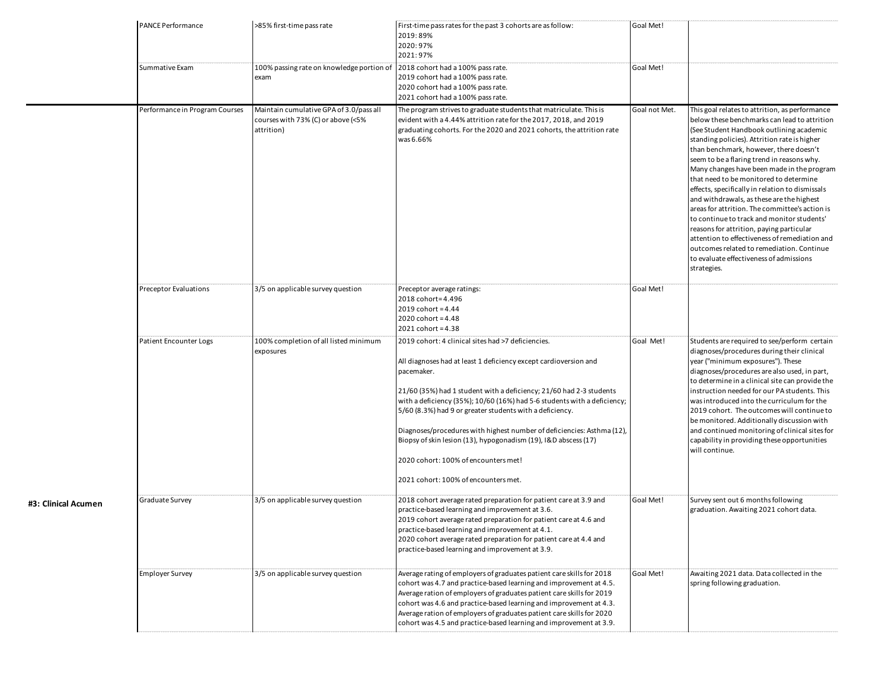| | | | | | |
|---|---|---|---|---|---|
| | PANCE Performance | >85% first-time pass rate | First-time pass rates for the past 3 cohorts are as follow:<br>2019: 89%<br>2020: 97%<br>2021: 97% | Goal Met! | |
| | Summative Exam | 100% passing rate on knowledge portion of exam | 2018 cohort had a 100% pass rate.<br>2019 cohort had a 100% pass rate.<br>2020 cohort had a 100% pass rate.<br>2021 cohort had a 100% pass rate. | Goal Met! | |
| | Performance in Program Courses | Maintain cumulative GPA of 3.0/pass all courses with 73% (C) or above (<5% attrition) | The program strives to graduate students that matriculate. This is evident with a 4.44% attrition rate for the 2017, 2018, and 2019 graduating cohorts. For the 2020 and 2021 cohorts, the attrition rate was 6.66% | Goal not Met. | This goal relates to attrition, as performance below these benchmarks can lead to attrition (See Student Handbook outlining academic standing policies). Attrition rate is higher than benchmark, however, there doesn't seem to be a flaring trend in reasons why. Many changes have been made in the program that need to be monitored to determine effects, specifically in relation to dismissals and withdrawals, as these are the highest areas for attrition. The committee's action is to continue to track and monitor students' reasons for attrition, paying particular attention to effectiveness of remediation and outcomes related to remediation. Continue to evaluate effectiveness of admissions strategies. |
| | Preceptor Evaluations | 3/5 on applicable survey question | Preceptor average ratings:<br>2018 cohort=4.496<br>2019 cohort = 4.44<br>2020 cohort = 4.48<br>2021 cohort = 4.38 | Goal Met! | |
| | Patient Encounter Logs | 100% completion of all listed minimum exposures | 2019 cohort: 4 clinical sites had >7 deficiencies.<br><br>All diagnoses had at least 1 deficiency except cardioversion and pacemaker.<br><br>21/60 (35%) had 1 student with a deficiency; 21/60 had 2-3 students with a deficiency (35%); 10/60 (16%) had 5-6 students with a deficiency; 5/60 (8.3%) had 9 or greater students with a deficiency.<br><br>Diagnoses/procedures with highest number of deficiencies: Asthma (12), Biopsy of skin lesion (13), hypogonadism (19), I&D abscess (17)<br><br>2020 cohort: 100% of encounters met!<br><br>2021 cohort: 100% of encounters met. | Goal Met! | Students are required to see/perform certain diagnoses/procedures during their clinical year ("minimum exposures"). These diagnoses/procedures are also used, in part, to determine in a clinical site can provide the instruction needed for our PA students. This was introduced into the curriculum for the 2019 cohort. The outcomes will continue to be monitored. Additionally discussion with and continued monitoring of clinical sites for capability in providing these opportunities will continue. |
| **#3: Clinical Acumen** | Graduate Survey | 3/5 on applicable survey question | 2018 cohort average rated preparation for patient care at 3.9 and practice-based learning and improvement at 3.6.<br>2019 cohort average rated preparation for patient care at 4.6 and practice-based learning and improvement at 4.1.<br>2020 cohort average rated preparation for patient care at 4.4 and practice-based learning and improvement at 3.9. | Goal Met! | Survey sent out 6 months following graduation. Awaiting 2021 cohort data. |
| | Employer Survey | 3/5 on applicable survey question | Average rating of employers of graduates patient care skills for 2018 cohort was 4.7 and practice-based learning and improvement at 4.5.<br>Average ration of employers of graduates patient care skills for 2019 cohort was 4.6 and practice-based learning and improvement at 4.3.<br>Average ration of employers of graduates patient care skills for 2020 cohort was 4.5 and practice-based learning and improvement at 3.9. | Goal Met! | Awaiting 2021 data. Data collected in the spring following graduation. |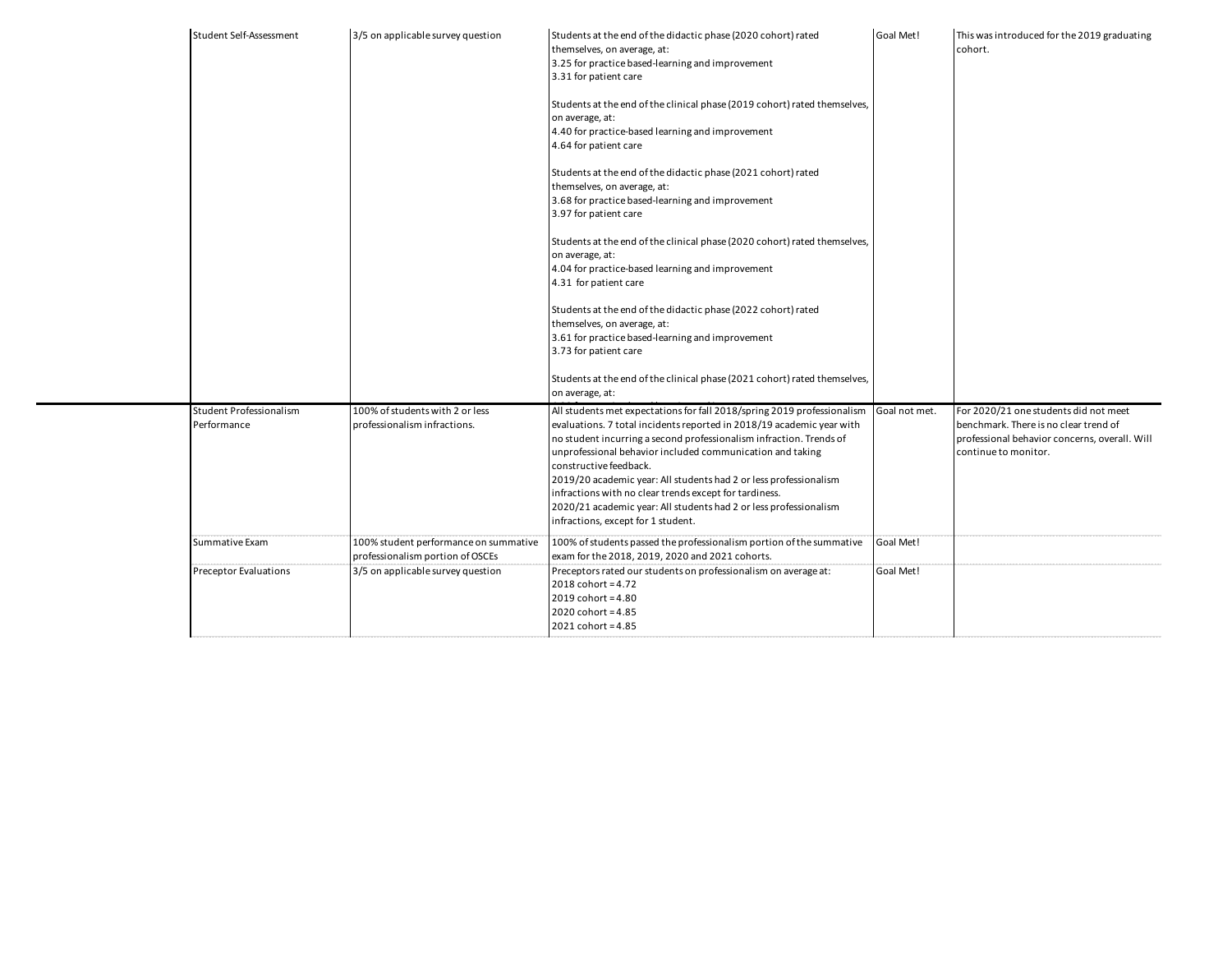| | | | | |
|---|---|---|---|---|
| Student Self-Assessment | 3/5 on applicable survey question | Students at the end of the didactic phase (2020 cohort) rated themselves, on average, at:<br>3.25 for practice based-learning and improvement<br>3.31 for patient care<br><br>Students at the end of the clinical phase (2019 cohort) rated themselves, on average, at:<br>4.40 for practice-based learning and improvement<br>4.64 for patient care<br><br>Students at the end of the didactic phase (2021 cohort) rated themselves, on average, at:<br>3.68 for practice based-learning and improvement<br>3.97 for patient care<br><br>Students at the end of the clinical phase (2020 cohort) rated themselves, on average, at:<br>4.04 for practice-based learning and improvement<br>4.31 for patient care<br><br>Students at the end of the didactic phase (2022 cohort) rated themselves, on average, at:<br>3.61 for practice based-learning and improvement<br>3.73 for patient care<br><br>Students at the end of the clinical phase (2021 cohort) rated themselves, on average, at: | Goal Met! | This was introduced for the 2019 graduating cohort. |
| Student Professionalism Performance | 100% of students with 2 or less professionalism infractions. | All students met expectations for fall 2018/spring 2019 professionalism evaluations. 7 total incidents reported in 2018/19 academic year with no student incurring a second professionalism infraction. Trends of unprofessional behavior included communication and taking constructive feedback.<br>2019/20 academic year: All students had 2 or less professionalism infractions with no clear trends except for tardiness.<br>2020/21 academic year: All students had 2 or less professionalism infractions, except for 1 student. | Goal not met. | For 2020/21 one students did not meet benchmark. There is no clear trend of professional behavior concerns, overall. Will continue to monitor. |
| Summative Exam | 100% student performance on summative professionalism portion of OSCEs | 100% of students passed the professionalism portion of the summative exam for the 2018, 2019, 2020 and 2021 cohorts. | Goal Met! | |
| Preceptor Evaluations | 3/5 on applicable survey question | Preceptors rated our students on professionalism on average at:<br>2018 cohort = 4.72<br>2019 cohort = 4.80<br>2020 cohort = 4.85<br>2021 cohort = 4.85 | Goal Met! | |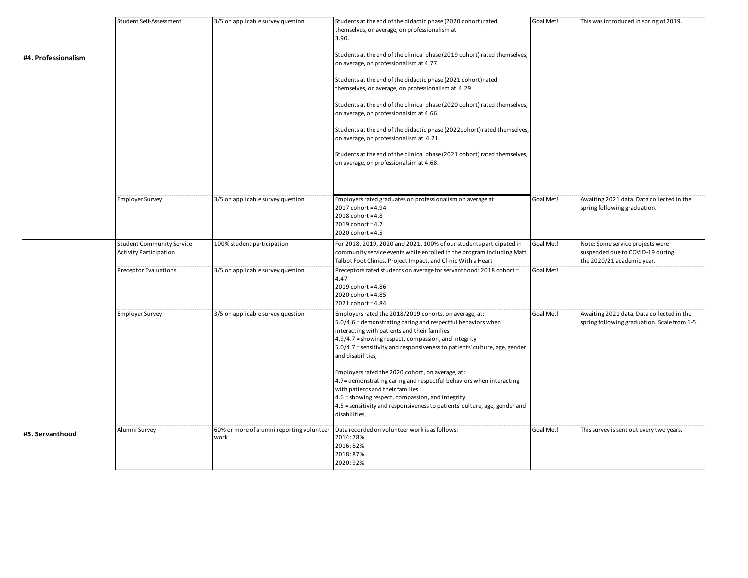| | | | | | |
|---|---|---|---|---|---|
| **#4. Professionalism** | Student Self-Assessment | 3/5 on applicable survey question | Students at the end of the didactic phase (2020 cohort) rated themselves, on average, on professionalism at 3.90.<br><br>Students at the end of the clinical phase (2019 cohort) rated themselves, on average, on professionalism at 4.77.<br><br>Students at the end of the didactic phase (2021 cohort) rated themselves, on average, on professionalism at 4.29.<br><br>Students at the end of the clinical phase (2020 cohort) rated themselves, on average, on professionalsim at 4.66.<br><br>Students at the end of the didactic phase (2022cohort) rated themselves, on average, on professionalism at 4.21.<br><br>Students at the end of the clinical phase (2021 cohort) rated themselves, on average, on professionalsim at 4.68. | Goal Met! | This was introduced in spring of 2019. |
| | Employer Survey | 3/5 on applicable survey question | Employers rated graduates on professionalism on average at<br>2017 cohort = 4.94<br>2018 cohort = 4.8<br>2019 cohort = 4.7<br>2020 cohort = 4.5 | Goal Met! | Awaiting 2021 data. Data collected in the spring following graduation. |
| **#5. Servanthood** | Student Community Service Activity Participation | 100% student participation | For 2018, 2019, 2020 and 2021, 100% of our students participated in community service events while enrolled in the program including Matt Talbot Foot Clinics, Project Impact, and Clinic With a Heart | Goal Met! | Note: Some service projects were suspended due to COVID-19 during the 2020/21 academic year. |
| | Preceptor Evaluations | 3/5 on applicable survey question | Preceptors rated students on average for servanthood: 2018 cohort = 4.47<br>2019 cohort = 4.86<br>2020 cohort = 4.85<br>2021 cohort = 4.84 | Goal Met! | |
| | Employer Survey | 3/5 on applicable survey question | Employers rated the 2018/2019 cohorts, on average, at:<br>5.0/4.6 = demonstrating caring and respectful behaviors when interacting with patients and their families<br>4.9/4.7 = showing respect, compassion, and integrity<br>5.0/4.7 = sensitivity and responsiveness to patients' culture, age, gender and disabilities,<br><br>Employers rated the 2020 cohort, on average, at:<br>4.7= demonstrating caring and respectful behaviors when interacting with patients and their families<br>4.6 = showing respect, compassion, and integrity<br>4.5 = sensitivity and responsiveness to patients' culture, age, gender and disabilities, | Goal Met! | Awaiting 2021 data. Data collected in the spring following graduation. Scale from 1-5. |
| | Alumni Survey | 60% or more of alumni reporting volunteer work | Data recorded on volunteer work is as follows:<br>2014: 78%<br>2016: 82%<br>2018: 87%<br>2020: 92% | Goal Met! | This survey is sent out every two years. |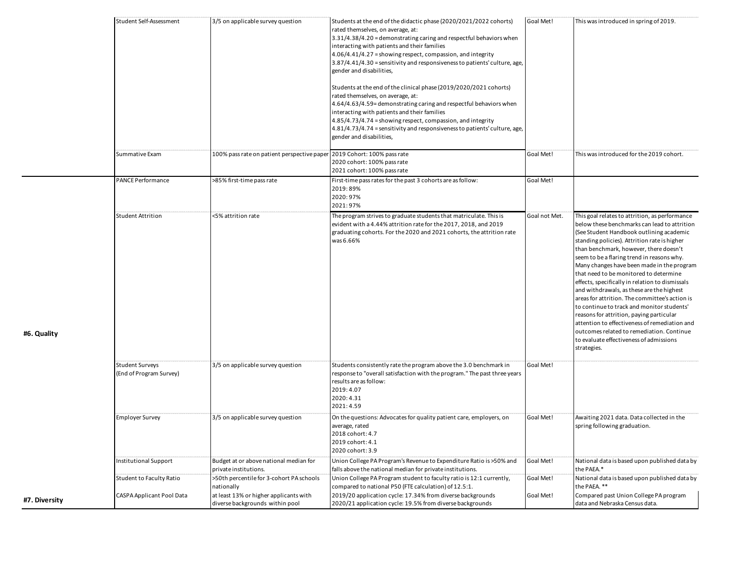| | | | | | |
|---|---|---|---|---|---|
| | Student Self-Assessment | 3/5 on applicable survey question | Students at the end of the didactic phase (2020/2021/2022 cohorts) rated themselves, on average, at:<br>3.31/4.38/4.20 = demonstrating caring and respectful behaviors when interacting with patients and their families<br>4.06/4.41/4.27 = showing respect, compassion, and integrity<br>3.87/4.41/4.30 = sensitivity and responsiveness to patients' culture, age, gender and disabilities,<br><br>Students at the end of the clinical phase (2019/2020/2021 cohorts) rated themselves, on average, at:<br>4.64/4.63/4.59= demonstrating caring and respectful behaviors when interacting with patients and their families<br>4.85/4.73/4.74 = showing respect, compassion, and integrity<br>4.81/4.73/4.74 = sensitivity and responsiveness to patients' culture, age, gender and disabilities, | Goal Met! | This was introduced in spring of 2019. |
| | Summative Exam | 100% pass rate on patient perspective paper | 2019 Cohort: 100% pass rate<br>2020 cohort: 100% pass rate<br>2021 cohort: 100% pass rate | Goal Met! | This was introduced for the 2019 cohort. |
| #6. Quality | PANCE Performance | >85% first-time pass rate | First-time pass rates for the past 3 cohorts are as follow:<br>2019: 89%<br>2020: 97%<br>2021: 97% | Goal Met! | |
| | Student Attrition | <5% attrition rate | The program strives to graduate students that matriculate. This is evident with a 4.44% attrition rate for the 2017, 2018, and 2019 graduating cohorts. For the 2020 and 2021 cohorts, the attrition rate was 6.66% | Goal not Met. | This goal relates to attrition, as performance below these benchmarks can lead to attrition (See Student Handbook outlining academic standing policies). Attrition rate is higher than benchmark, however, there doesn't seem to be a flaring trend in reasons why. Many changes have been made in the program that need to be monitored to determine effects, specifically in relation to dismissals and withdrawals, as these are the highest areas for attrition. The committee's action is to continue to track and monitor students' reasons for attrition, paying particular attention to effectiveness of remediation and outcomes related to remediation. Continue to evaluate effectiveness of admissions strategies. |
| | Student Surveys (End of Program Survey) | 3/5 on applicable survey question | Students consistently rate the program above the 3.0 benchmark in response to "overall satisfaction with the program." The past three years results are as follow:<br>2019: 4.07<br>2020: 4.31<br>2021: 4.59 | Goal Met! | |
| | Employer Survey | 3/5 on applicable survey question | On the questions: Advocates for quality patient care, employers, on average, rated<br>2018 cohort: 4.7<br>2019 cohort: 4.1<br>2020 cohort: 3.9 | Goal Met! | Awaiting 2021 data. Data collected in the spring following graduation. |
| | Institutional Support | Budget at or above national median for private institutions. | Union College PA Program's Revenue to Expenditure Ratio is >50% and falls above the national median for private institutions. | Goal Met! | National data is based upon published data by the PAEA.* |
| | Student to Faculty Ratio | >50th percentile for 3-cohort PA schools nationally | Union College PA Program student to faculty ratio is 12:1 currently, compared to national P50 (FTE calculation) of 12.5:1. | Goal Met! | National data is based upon published data by the PAEA. ** |
| #7. Diversity | CASPA Applicant Pool Data | at least 13% or higher applicants with diverse backgrounds within pool | 2019/20 application cycle: 17.34% from diverse backgrounds<br>2020/21 application cycle: 19.5% from diverse backgrounds | Goal Met! | Compared past Union College PA program data and Nebraska Census data. |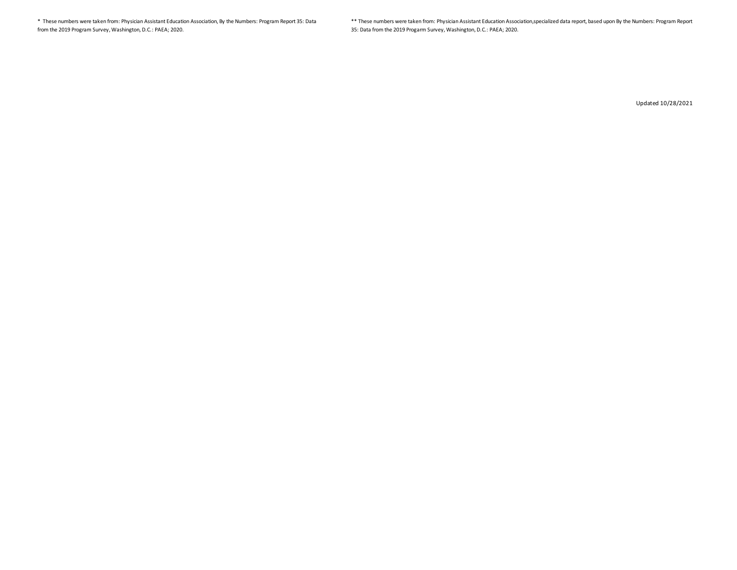* These numbers were taken from: Physician Assistant Education Association, By the Numbers: Program Report 35: Data from the 2019 Program Survey, Washington, D.C.: PAEA; 2020.

** These numbers were taken from: Physician Assistant Education Association,specialized data report, based upon By the Numbers: Program Report 35: Data from the 2019 Progarm Survey, Washington, D.C.: PAEA; 2020.

Updated 10/28/2021